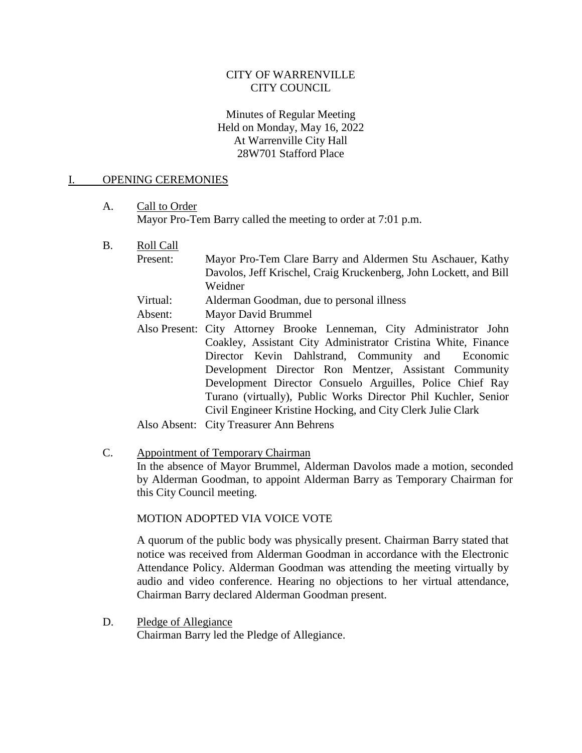CITY OF WARRENVILLE
CITY COUNCIL

Minutes of Regular Meeting
Held on Monday, May 16, 2022
At Warrenville City Hall
28W701 Stafford Place

## I. OPENING CEREMONIES

A. Call to Order

Mayor Pro-Tem Barry called the meeting to order at 7:01 p.m.

B. Roll Call

| | |
|---|---|
| Present: | Mayor Pro-Tem Clare Barry and Aldermen Stu Aschauer, Kathy Davolos, Jeff Krischel, Craig Kruckenberg, John Lockett, and Bill Weidner |
| Virtual: | Alderman Goodman, due to personal illness |
| Absent: | Mayor David Brummel |
| Also Present: | City Attorney Brooke Lenneman, City Administrator John Coakley, Assistant City Administrator Cristina White, Finance Director Kevin Dahlstrand, Community and Economic Development Director Ron Mentzer, Assistant Community Development Director Consuelo Arguilles, Police Chief Ray Turano (virtually), Public Works Director Phil Kuchler, Senior Civil Engineer Kristine Hocking, and City Clerk Julie Clark |
| Also Absent: | City Treasurer Ann Behrens |

C. Appointment of Temporary Chairman

In the absence of Mayor Brummel, Alderman Davolos made a motion, seconded by Alderman Goodman, to appoint Alderman Barry as Temporary Chairman for this City Council meeting.

MOTION ADOPTED VIA VOICE VOTE

A quorum of the public body was physically present. Chairman Barry stated that notice was received from Alderman Goodman in accordance with the Electronic Attendance Policy. Alderman Goodman was attending the meeting virtually by audio and video conference. Hearing no objections to her virtual attendance, Chairman Barry declared Alderman Goodman present.

D. Pledge of Allegiance

Chairman Barry led the Pledge of Allegiance.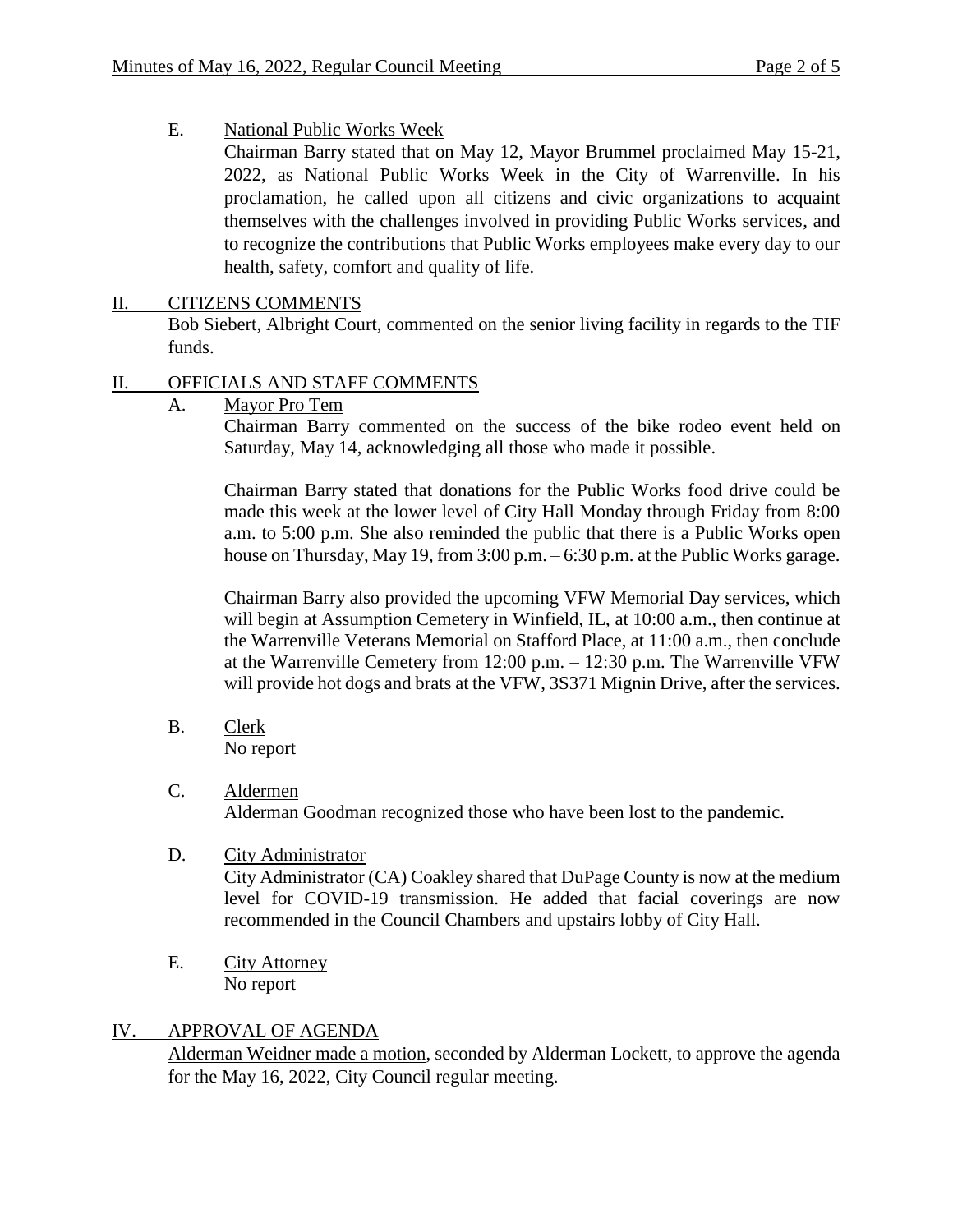E. National Public Works Week

Chairman Barry stated that on May 12, Mayor Brummel proclaimed May 15-21, 2022, as National Public Works Week in the City of Warrenville. In his proclamation, he called upon all citizens and civic organizations to acquaint themselves with the challenges involved in providing Public Works services, and to recognize the contributions that Public Works employees make every day to our health, safety, comfort and quality of life.

## II. CITIZENS COMMENTS

Bob Siebert, Albright Court, commented on the senior living facility in regards to the TIF funds.

## II. OFFICIALS AND STAFF COMMENTS

A. Mayor Pro Tem

Chairman Barry commented on the success of the bike rodeo event held on Saturday, May 14, acknowledging all those who made it possible.

Chairman Barry stated that donations for the Public Works food drive could be made this week at the lower level of City Hall Monday through Friday from 8:00 a.m. to 5:00 p.m. She also reminded the public that there is a Public Works open house on Thursday, May 19, from 3:00 p.m. – 6:30 p.m. at the Public Works garage.

Chairman Barry also provided the upcoming VFW Memorial Day services, which will begin at Assumption Cemetery in Winfield, IL, at 10:00 a.m., then continue at the Warrenville Veterans Memorial on Stafford Place, at 11:00 a.m., then conclude at the Warrenville Cemetery from 12:00 p.m. – 12:30 p.m. The Warrenville VFW will provide hot dogs and brats at the VFW, 3S371 Mignin Drive, after the services.

B. Clerk

No report

C. Aldermen

Alderman Goodman recognized those who have been lost to the pandemic.

D. City Administrator

City Administrator (CA) Coakley shared that DuPage County is now at the medium level for COVID-19 transmission. He added that facial coverings are now recommended in the Council Chambers and upstairs lobby of City Hall.

E. City Attorney

No report

## IV. APPROVAL OF AGENDA

Alderman Weidner made a motion, seconded by Alderman Lockett, to approve the agenda for the May 16, 2022, City Council regular meeting.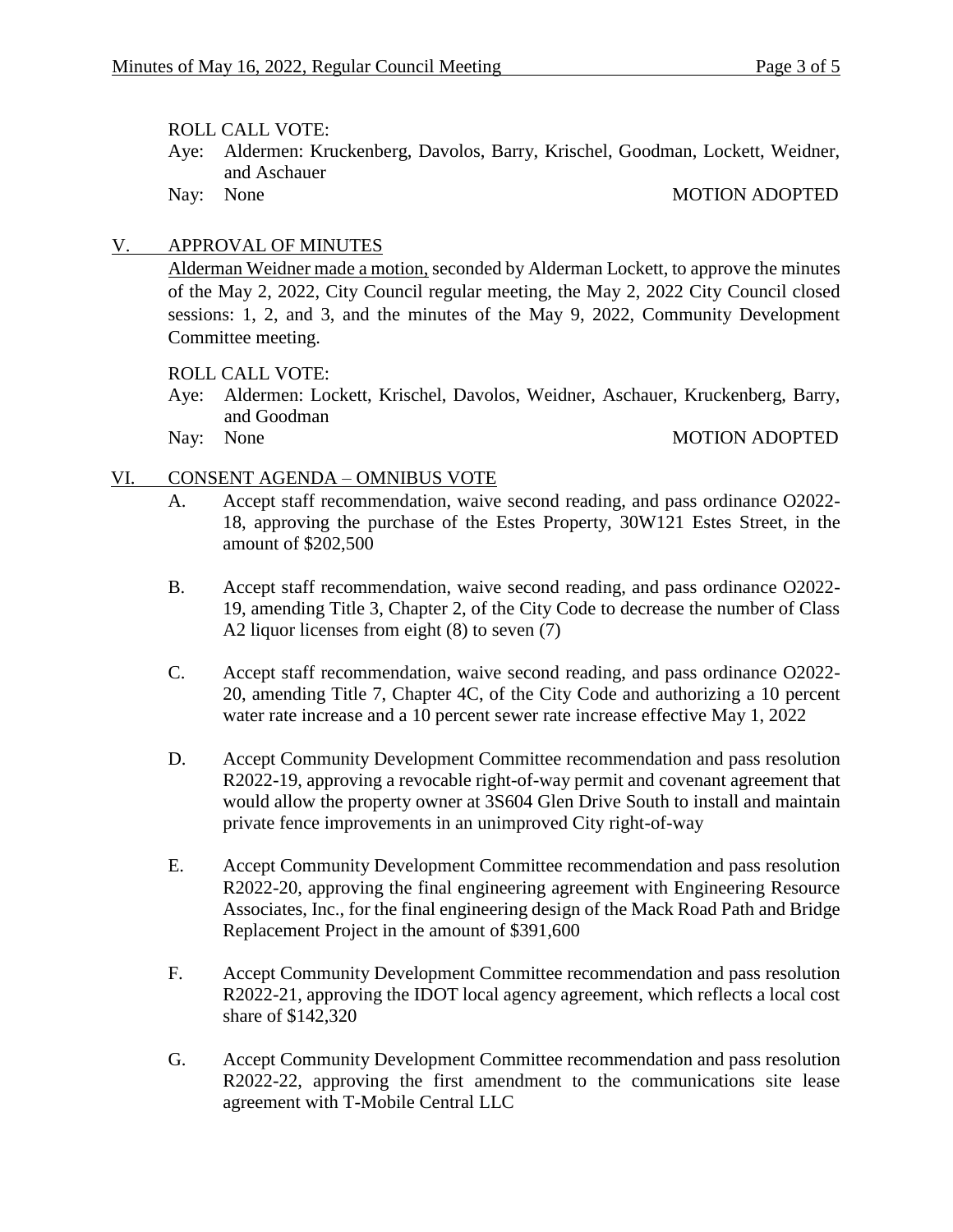ROLL CALL VOTE:

Aye: Aldermen: Kruckenberg, Davolos, Barry, Krischel, Goodman, Lockett, Weidner, and Aschauer

Nay: None MOTION ADOPTED

## V. APPROVAL OF MINUTES

Alderman Weidner made a motion, seconded by Alderman Lockett, to approve the minutes of the May 2, 2022, City Council regular meeting, the May 2, 2022 City Council closed sessions: 1, 2, and 3, and the minutes of the May 9, 2022, Community Development Committee meeting.

ROLL CALL VOTE:

Aye: Aldermen: Lockett, Krischel, Davolos, Weidner, Aschauer, Kruckenberg, Barry, and Goodman

Nay: None MOTION ADOPTED

## VI. CONSENT AGENDA – OMNIBUS VOTE

A. Accept staff recommendation, waive second reading, and pass ordinance O2022-18, approving the purchase of the Estes Property, 30W121 Estes Street, in the amount of $202,500

B. Accept staff recommendation, waive second reading, and pass ordinance O2022-19, amending Title 3, Chapter 2, of the City Code to decrease the number of Class A2 liquor licenses from eight (8) to seven (7)

C. Accept staff recommendation, waive second reading, and pass ordinance O2022-20, amending Title 7, Chapter 4C, of the City Code and authorizing a 10 percent water rate increase and a 10 percent sewer rate increase effective May 1, 2022

D. Accept Community Development Committee recommendation and pass resolution R2022-19, approving a revocable right-of-way permit and covenant agreement that would allow the property owner at 3S604 Glen Drive South to install and maintain private fence improvements in an unimproved City right-of-way

E. Accept Community Development Committee recommendation and pass resolution R2022-20, approving the final engineering agreement with Engineering Resource Associates, Inc., for the final engineering design of the Mack Road Path and Bridge Replacement Project in the amount of $391,600

F. Accept Community Development Committee recommendation and pass resolution R2022-21, approving the IDOT local agency agreement, which reflects a local cost share of $142,320

G. Accept Community Development Committee recommendation and pass resolution R2022-22, approving the first amendment to the communications site lease agreement with T-Mobile Central LLC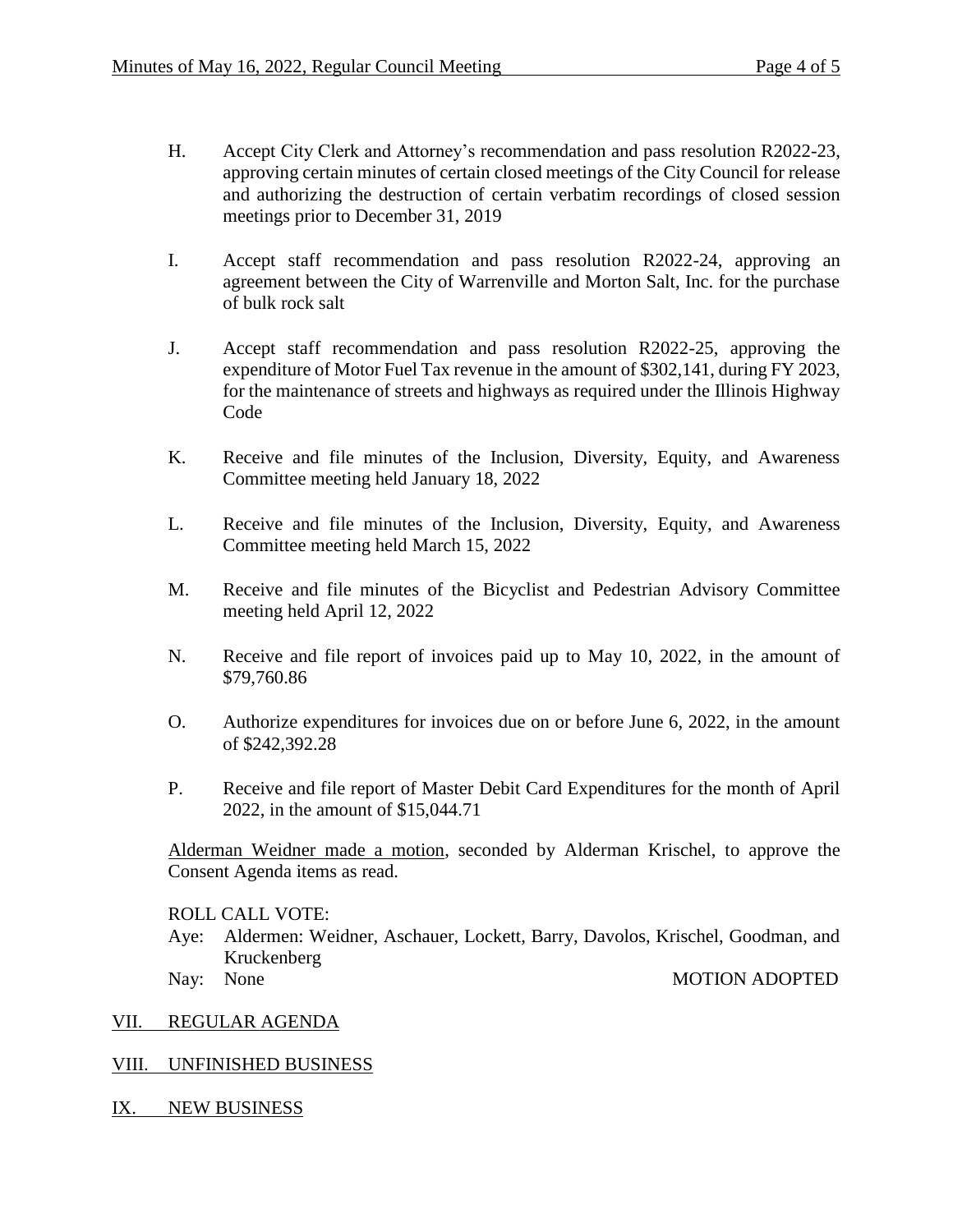H. Accept City Clerk and Attorney's recommendation and pass resolution R2022-23, approving certain minutes of certain closed meetings of the City Council for release and authorizing the destruction of certain verbatim recordings of closed session meetings prior to December 31, 2019

I. Accept staff recommendation and pass resolution R2022-24, approving an agreement between the City of Warrenville and Morton Salt, Inc. for the purchase of bulk rock salt

J. Accept staff recommendation and pass resolution R2022-25, approving the expenditure of Motor Fuel Tax revenue in the amount of $302,141, during FY 2023, for the maintenance of streets and highways as required under the Illinois Highway Code

K. Receive and file minutes of the Inclusion, Diversity, Equity, and Awareness Committee meeting held January 18, 2022

L. Receive and file minutes of the Inclusion, Diversity, Equity, and Awareness Committee meeting held March 15, 2022

M. Receive and file minutes of the Bicyclist and Pedestrian Advisory Committee meeting held April 12, 2022

N. Receive and file report of invoices paid up to May 10, 2022, in the amount of $79,760.86

O. Authorize expenditures for invoices due on or before June 6, 2022, in the amount of $242,392.28

P. Receive and file report of Master Debit Card Expenditures for the month of April 2022, in the amount of $15,044.71

Alderman Weidner made a motion, seconded by Alderman Krischel, to approve the Consent Agenda items as read.

ROLL CALL VOTE:
Aye: Aldermen: Weidner, Aschauer, Lockett, Barry, Davolos, Krischel, Goodman, and Kruckenberg
Nay: None

MOTION ADOPTED

## VII. REGULAR AGENDA

## VIII. UNFINISHED BUSINESS

## IX. NEW BUSINESS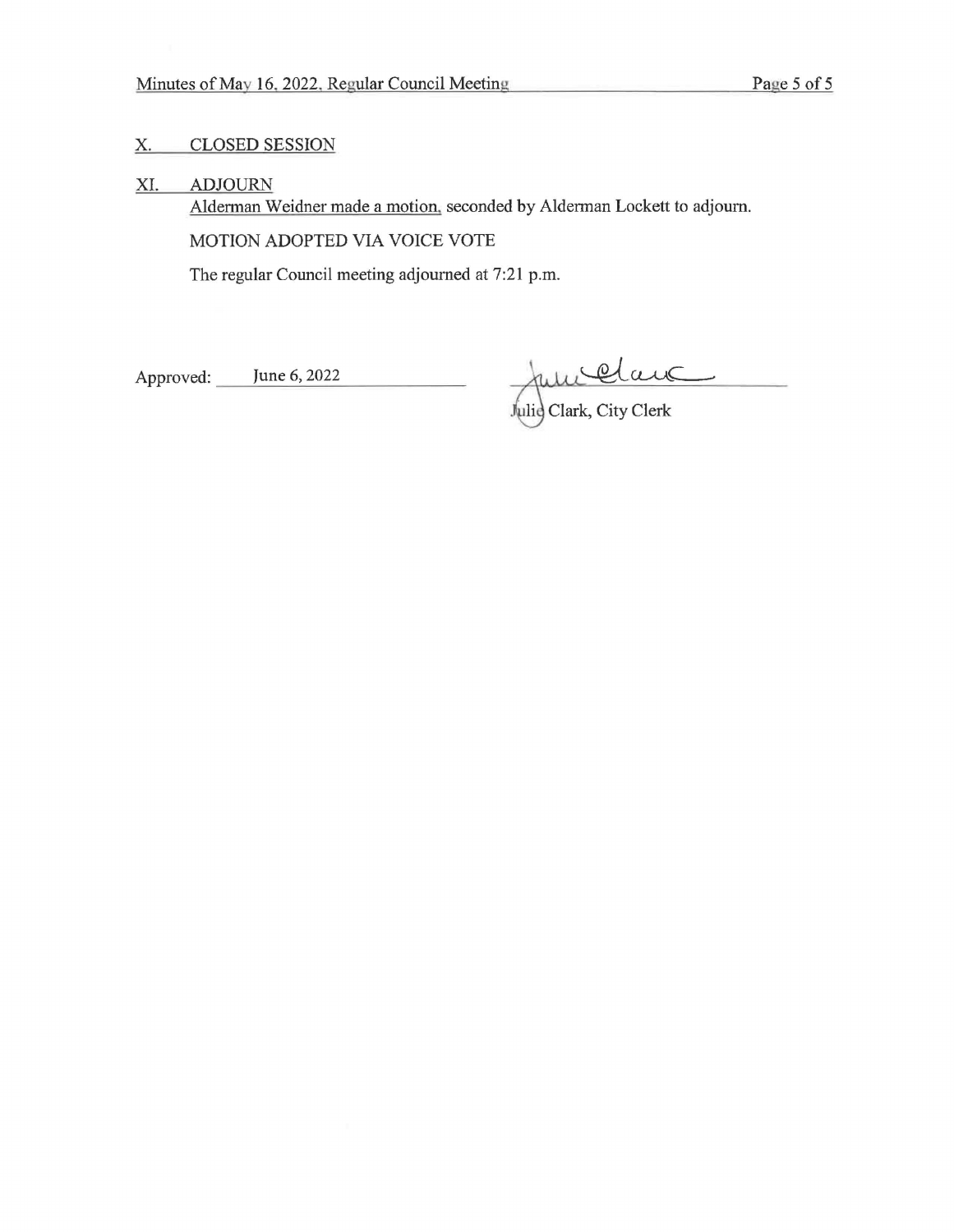## X. CLOSED SESSION

## XI. ADJOURN

Alderman Weidner made a motion, seconded by Alderman Lockett to adjourn.

MOTION ADOPTED VIA VOICE VOTE

The regular Council meeting adjourned at 7:21 p.m.

Approved: June 6, 2022

Julie Clark, City Clerk